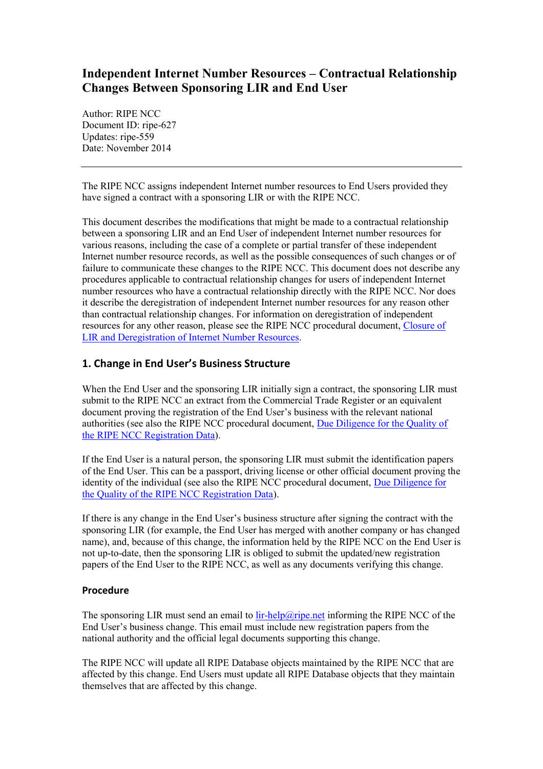# Independent Internet Number Resources – Contractual Relationship Changes Between Sponsoring LIR and End User

Author: RIPE NCC
Document ID: ripe-627
Updates: ripe-559
Date: November 2014

---

The RIPE NCC assigns independent Internet number resources to End Users provided they have signed a contract with a sponsoring LIR or with the RIPE NCC.

This document describes the modifications that might be made to a contractual relationship between a sponsoring LIR and an End User of independent Internet number resources for various reasons, including the case of a complete or partial transfer of these independent Internet number resource records, as well as the possible consequences of such changes or of failure to communicate these changes to the RIPE NCC. This document does not describe any procedures applicable to contractual relationship changes for users of independent Internet number resources who have a contractual relationship directly with the RIPE NCC. Nor does it describe the deregistration of independent Internet number resources for any reason other than contractual relationship changes. For information on deregistration of independent resources for any other reason, please see the RIPE NCC procedural document, [Closure of LIR and Deregistration of Internet Number Resources](#).

## 1. Change in End User's Business Structure

When the End User and the sponsoring LIR initially sign a contract, the sponsoring LIR must submit to the RIPE NCC an extract from the Commercial Trade Register or an equivalent document proving the registration of the End User's business with the relevant national authorities (see also the RIPE NCC procedural document, [Due Diligence for the Quality of the RIPE NCC Registration Data](#)).

If the End User is a natural person, the sponsoring LIR must submit the identification papers of the End User. This can be a passport, driving license or other official document proving the identity of the individual (see also the RIPE NCC procedural document, [Due Diligence for the Quality of the RIPE NCC Registration Data](#)).

If there is any change in the End User's business structure after signing the contract with the sponsoring LIR (for example, the End User has merged with another company or has changed name), and, because of this change, the information held by the RIPE NCC on the End User is not up-to-date, then the sponsoring LIR is obliged to submit the updated/new registration papers of the End User to the RIPE NCC, as well as any documents verifying this change.

### Procedure

The sponsoring LIR must send an email to [lir-help@ripe.net](mailto:lir-help@ripe.net) informing the RIPE NCC of the End User's business change. This email must include new registration papers from the national authority and the official legal documents supporting this change.

The RIPE NCC will update all RIPE Database objects maintained by the RIPE NCC that are affected by this change. End Users must update all RIPE Database objects that they maintain themselves that are affected by this change.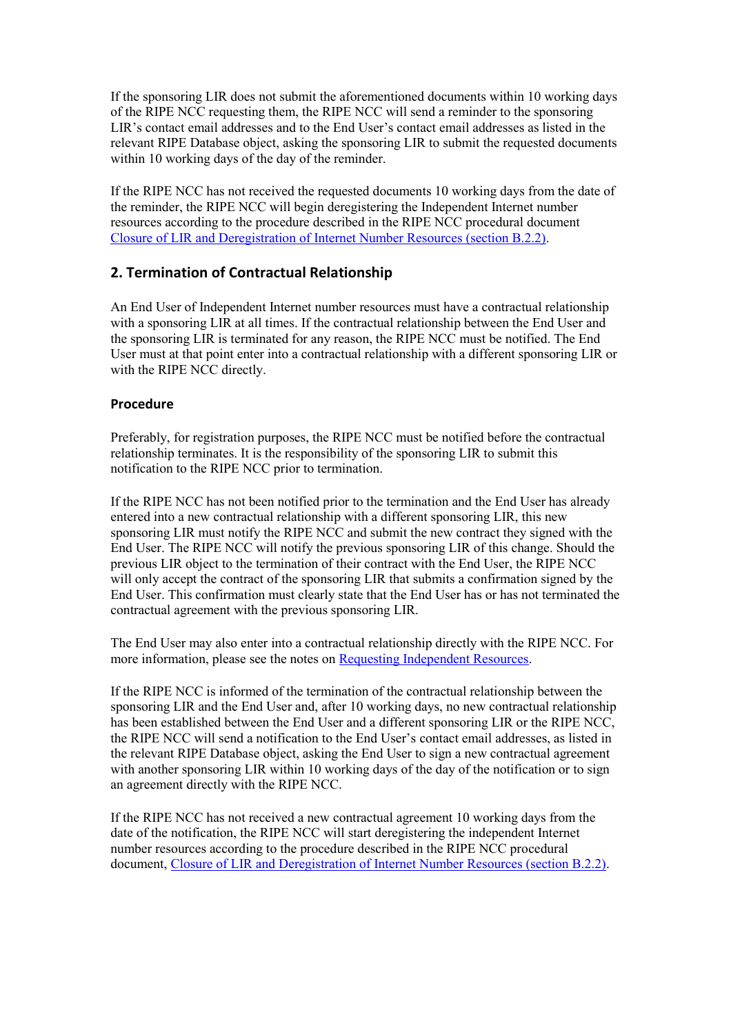If the sponsoring LIR does not submit the aforementioned documents within 10 working days of the RIPE NCC requesting them, the RIPE NCC will send a reminder to the sponsoring LIR's contact email addresses and to the End User's contact email addresses as listed in the relevant RIPE Database object, asking the sponsoring LIR to submit the requested documents within 10 working days of the day of the reminder.

If the RIPE NCC has not received the requested documents 10 working days from the date of the reminder, the RIPE NCC will begin deregistering the Independent Internet number resources according to the procedure described in the RIPE NCC procedural document Closure of LIR and Deregistration of Internet Number Resources (section B.2.2).

## 2. Termination of Contractual Relationship

An End User of Independent Internet number resources must have a contractual relationship with a sponsoring LIR at all times. If the contractual relationship between the End User and the sponsoring LIR is terminated for any reason, the RIPE NCC must be notified. The End User must at that point enter into a contractual relationship with a different sponsoring LIR or with the RIPE NCC directly.

### Procedure

Preferably, for registration purposes, the RIPE NCC must be notified before the contractual relationship terminates. It is the responsibility of the sponsoring LIR to submit this notification to the RIPE NCC prior to termination.

If the RIPE NCC has not been notified prior to the termination and the End User has already entered into a new contractual relationship with a different sponsoring LIR, this new sponsoring LIR must notify the RIPE NCC and submit the new contract they signed with the End User. The RIPE NCC will notify the previous sponsoring LIR of this change. Should the previous LIR object to the termination of their contract with the End User, the RIPE NCC will only accept the contract of the sponsoring LIR that submits a confirmation signed by the End User. This confirmation must clearly state that the End User has or has not terminated the contractual agreement with the previous sponsoring LIR.

The End User may also enter into a contractual relationship directly with the RIPE NCC. For more information, please see the notes on Requesting Independent Resources.

If the RIPE NCC is informed of the termination of the contractual relationship between the sponsoring LIR and the End User and, after 10 working days, no new contractual relationship has been established between the End User and a different sponsoring LIR or the RIPE NCC, the RIPE NCC will send a notification to the End User's contact email addresses, as listed in the relevant RIPE Database object, asking the End User to sign a new contractual agreement with another sponsoring LIR within 10 working days of the day of the notification or to sign an agreement directly with the RIPE NCC.

If the RIPE NCC has not received a new contractual agreement 10 working days from the date of the notification, the RIPE NCC will start deregistering the independent Internet number resources according to the procedure described in the RIPE NCC procedural document, Closure of LIR and Deregistration of Internet Number Resources (section B.2.2).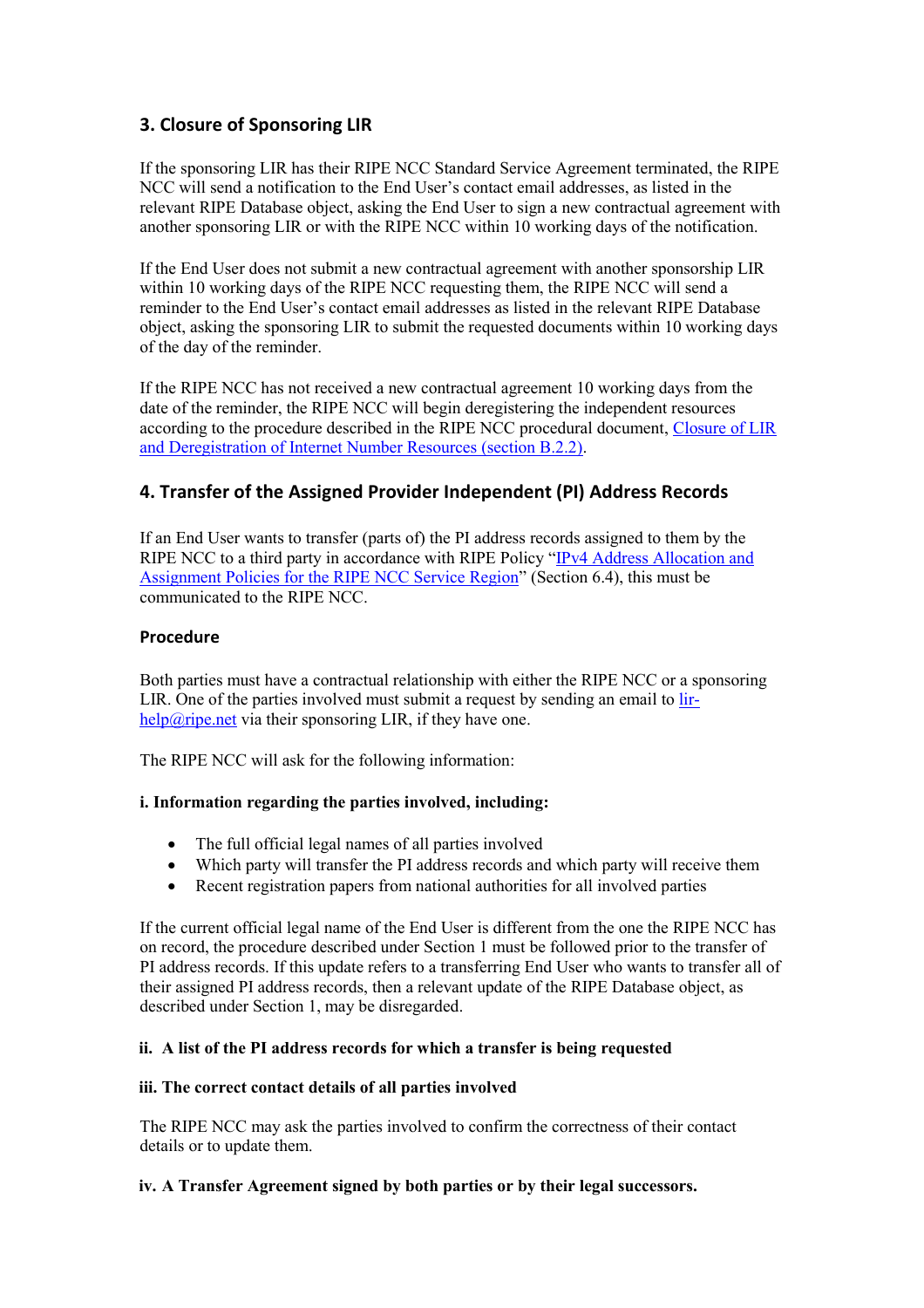## 3. Closure of Sponsoring LIR

If the sponsoring LIR has their RIPE NCC Standard Service Agreement terminated, the RIPE NCC will send a notification to the End User's contact email addresses, as listed in the relevant RIPE Database object, asking the End User to sign a new contractual agreement with another sponsoring LIR or with the RIPE NCC within 10 working days of the notification.

If the End User does not submit a new contractual agreement with another sponsorship LIR within 10 working days of the RIPE NCC requesting them, the RIPE NCC will send a reminder to the End User's contact email addresses as listed in the relevant RIPE Database object, asking the sponsoring LIR to submit the requested documents within 10 working days of the day of the reminder.

If the RIPE NCC has not received a new contractual agreement 10 working days from the date of the reminder, the RIPE NCC will begin deregistering the independent resources according to the procedure described in the RIPE NCC procedural document, [Closure of LIR and Deregistration of Internet Number Resources (section B.2.2)].

## 4. Transfer of the Assigned Provider Independent (PI) Address Records

If an End User wants to transfer (parts of) the PI address records assigned to them by the RIPE NCC to a third party in accordance with RIPE Policy "[IPv4 Address Allocation and Assignment Policies for the RIPE NCC Service Region]" (Section 6.4), this must be communicated to the RIPE NCC.

### Procedure

Both parties must have a contractual relationship with either the RIPE NCC or a sponsoring LIR. One of the parties involved must submit a request by sending an email to lir-help@ripe.net via their sponsoring LIR, if they have one.

The RIPE NCC will ask for the following information:

**i. Information regarding the parties involved, including:**

- The full official legal names of all parties involved
- Which party will transfer the PI address records and which party will receive them
- Recent registration papers from national authorities for all involved parties

If the current official legal name of the End User is different from the one the RIPE NCC has on record, the procedure described under Section 1 must be followed prior to the transfer of PI address records. If this update refers to a transferring End User who wants to transfer all of their assigned PI address records, then a relevant update of the RIPE Database object, as described under Section 1, may be disregarded.

**ii. A list of the PI address records for which a transfer is being requested**

**iii. The correct contact details of all parties involved**

The RIPE NCC may ask the parties involved to confirm the correctness of their contact details or to update them.

**iv. A Transfer Agreement signed by both parties or by their legal successors.**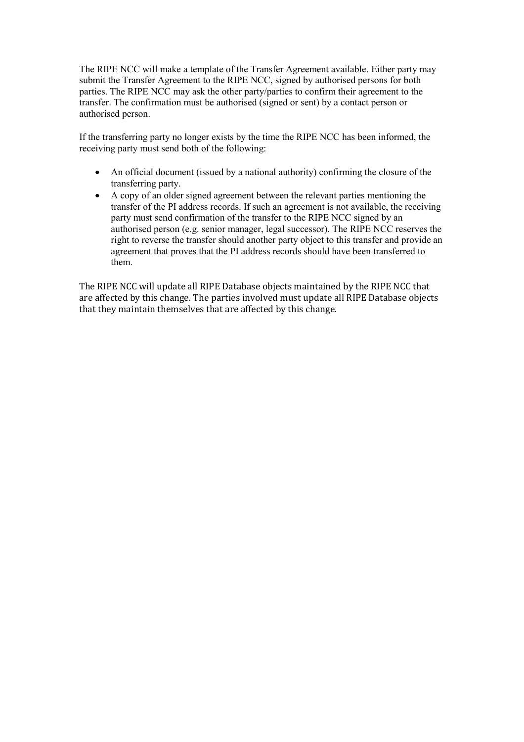The RIPE NCC will make a template of the Transfer Agreement available. Either party may submit the Transfer Agreement to the RIPE NCC, signed by authorised persons for both parties. The RIPE NCC may ask the other party/parties to confirm their agreement to the transfer. The confirmation must be authorised (signed or sent) by a contact person or authorised person.

If the transferring party no longer exists by the time the RIPE NCC has been informed, the receiving party must send both of the following:

- An official document (issued by a national authority) confirming the closure of the transferring party.
- A copy of an older signed agreement between the relevant parties mentioning the transfer of the PI address records. If such an agreement is not available, the receiving party must send confirmation of the transfer to the RIPE NCC signed by an authorised person (e.g. senior manager, legal successor). The RIPE NCC reserves the right to reverse the transfer should another party object to this transfer and provide an agreement that proves that the PI address records should have been transferred to them.

The RIPE NCC will update all RIPE Database objects maintained by the RIPE NCC that are affected by this change. The parties involved must update all RIPE Database objects that they maintain themselves that are affected by this change.